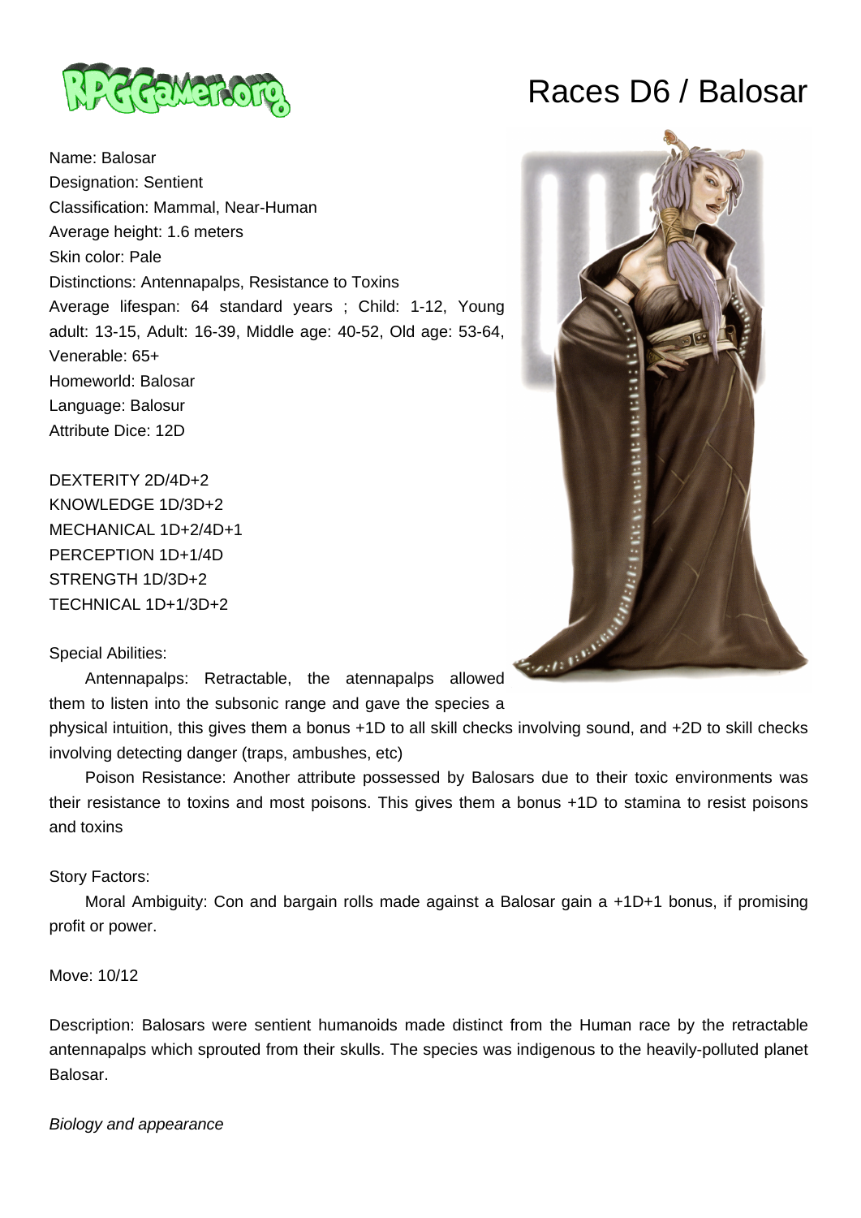# Races D6 / Balosar

Name: Balosar
Designation: Sentient
Classification: Mammal, Near-Human
Average height: 1.6 meters
Skin color: Pale
Distinctions: Antennapalps, Resistance to Toxins
Average lifespan: 64 standard years ; Child: 1-12, Young adult: 13-15, Adult: 16-39, Middle age: 40-52, Old age: 53-64, Venerable: 65+
Homeworld: Balosar
Language: Balosur
Attribute Dice: 12D

DEXTERITY 2D/4D+2
KNOWLEDGE 1D/3D+2
MECHANICAL 1D+2/4D+1
PERCEPTION 1D+1/4D
STRENGTH 1D/3D+2
TECHNICAL 1D+1/3D+2

Special Abilities:

Antennapalps: Retractable, the atennapalps allowed them to listen into the subsonic range and gave the species a physical intuition, this gives them a bonus +1D to all skill checks involving sound, and +2D to skill checks involving detecting danger (traps, ambushes, etc)

Poison Resistance: Another attribute possessed by Balosars due to their toxic environments was their resistance to toxins and most poisons. This gives them a bonus +1D to stamina to resist poisons and toxins

Story Factors:

Moral Ambiguity: Con and bargain rolls made against a Balosar gain a +1D+1 bonus, if promising profit or power.

Move: 10/12

Description: Balosars were sentient humanoids made distinct from the Human race by the retractable antennapalps which sprouted from their skulls. The species was indigenous to the heavily-polluted planet Balosar.

*Biology and appearance*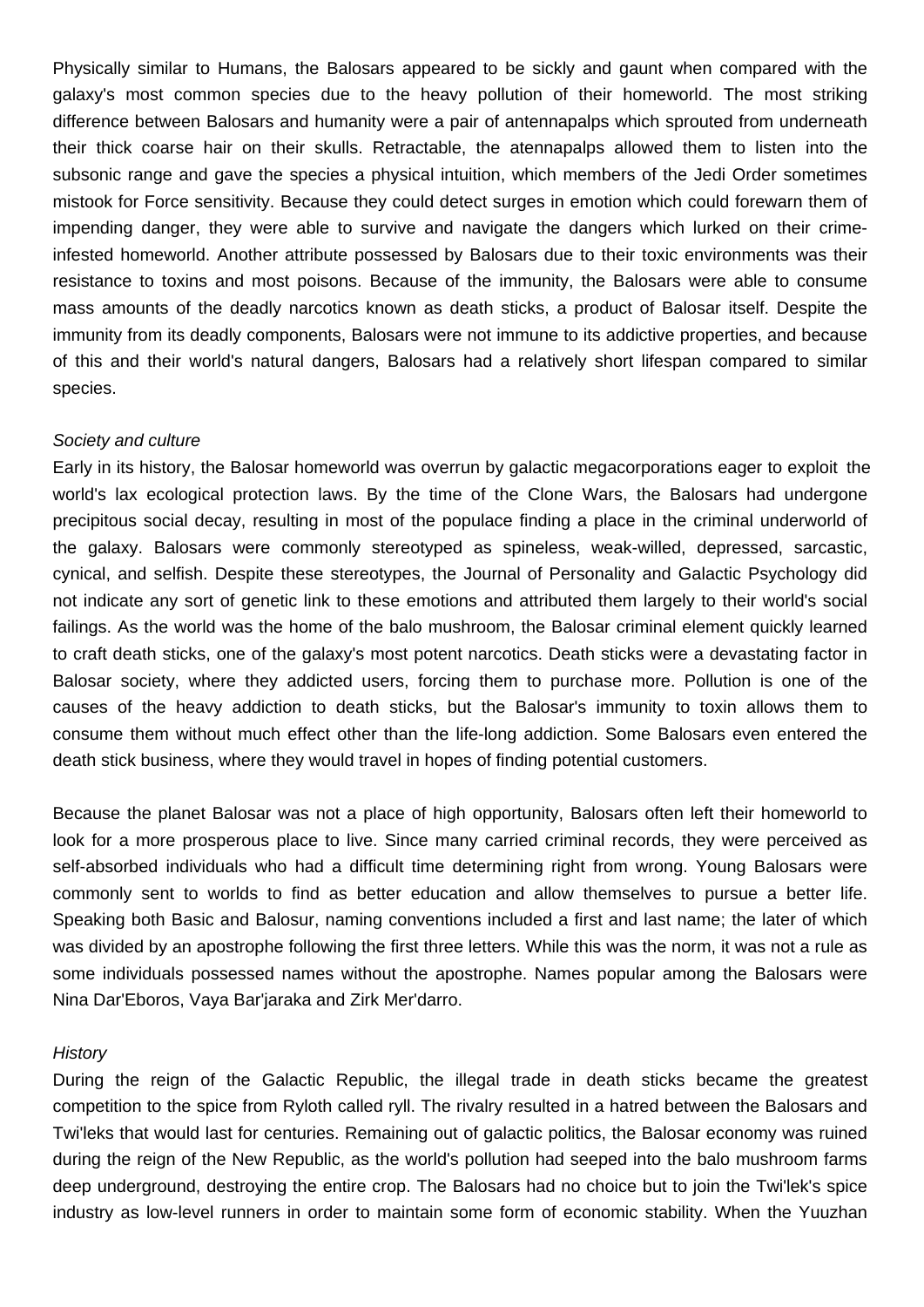Physically similar to Humans, the Balosars appeared to be sickly and gaunt when compared with the galaxy's most common species due to the heavy pollution of their homeworld. The most striking difference between Balosars and humanity were a pair of antennapalps which sprouted from underneath their thick coarse hair on their skulls. Retractable, the atennapalps allowed them to listen into the subsonic range and gave the species a physical intuition, which members of the Jedi Order sometimes mistook for Force sensitivity. Because they could detect surges in emotion which could forewarn them of impending danger, they were able to survive and navigate the dangers which lurked on their crime-infested homeworld. Another attribute possessed by Balosars due to their toxic environments was their resistance to toxins and most poisons. Because of the immunity, the Balosars were able to consume mass amounts of the deadly narcotics known as death sticks, a product of Balosar itself. Despite the immunity from its deadly components, Balosars were not immune to its addictive properties, and because of this and their world's natural dangers, Balosars had a relatively short lifespan compared to similar species.

*Society and culture*

Early in its history, the Balosar homeworld was overrun by galactic megacorporations eager to exploit the world's lax ecological protection laws. By the time of the Clone Wars, the Balosars had undergone precipitous social decay, resulting in most of the populace finding a place in the criminal underworld of the galaxy. Balosars were commonly stereotyped as spineless, weak-willed, depressed, sarcastic, cynical, and selfish. Despite these stereotypes, the Journal of Personality and Galactic Psychology did not indicate any sort of genetic link to these emotions and attributed them largely to their world's social failings. As the world was the home of the balo mushroom, the Balosar criminal element quickly learned to craft death sticks, one of the galaxy's most potent narcotics. Death sticks were a devastating factor in Balosar society, where they addicted users, forcing them to purchase more. Pollution is one of the causes of the heavy addiction to death sticks, but the Balosar's immunity to toxin allows them to consume them without much effect other than the life-long addiction. Some Balosars even entered the death stick business, where they would travel in hopes of finding potential customers.

Because the planet Balosar was not a place of high opportunity, Balosars often left their homeworld to look for a more prosperous place to live. Since many carried criminal records, they were perceived as self-absorbed individuals who had a difficult time determining right from wrong. Young Balosars were commonly sent to worlds to find as better education and allow themselves to pursue a better life. Speaking both Basic and Balosur, naming conventions included a first and last name; the later of which was divided by an apostrophe following the first three letters. While this was the norm, it was not a rule as some individuals possessed names without the apostrophe. Names popular among the Balosars were Nina Dar'Eboros, Vaya Bar'jaraka and Zirk Mer'darro.

*History*

During the reign of the Galactic Republic, the illegal trade in death sticks became the greatest competition to the spice from Ryloth called ryll. The rivalry resulted in a hatred between the Balosars and Twi'leks that would last for centuries. Remaining out of galactic politics, the Balosar economy was ruined during the reign of the New Republic, as the world's pollution had seeped into the balo mushroom farms deep underground, destroying the entire crop. The Balosars had no choice but to join the Twi'lek's spice industry as low-level runners in order to maintain some form of economic stability. When the Yuuzhan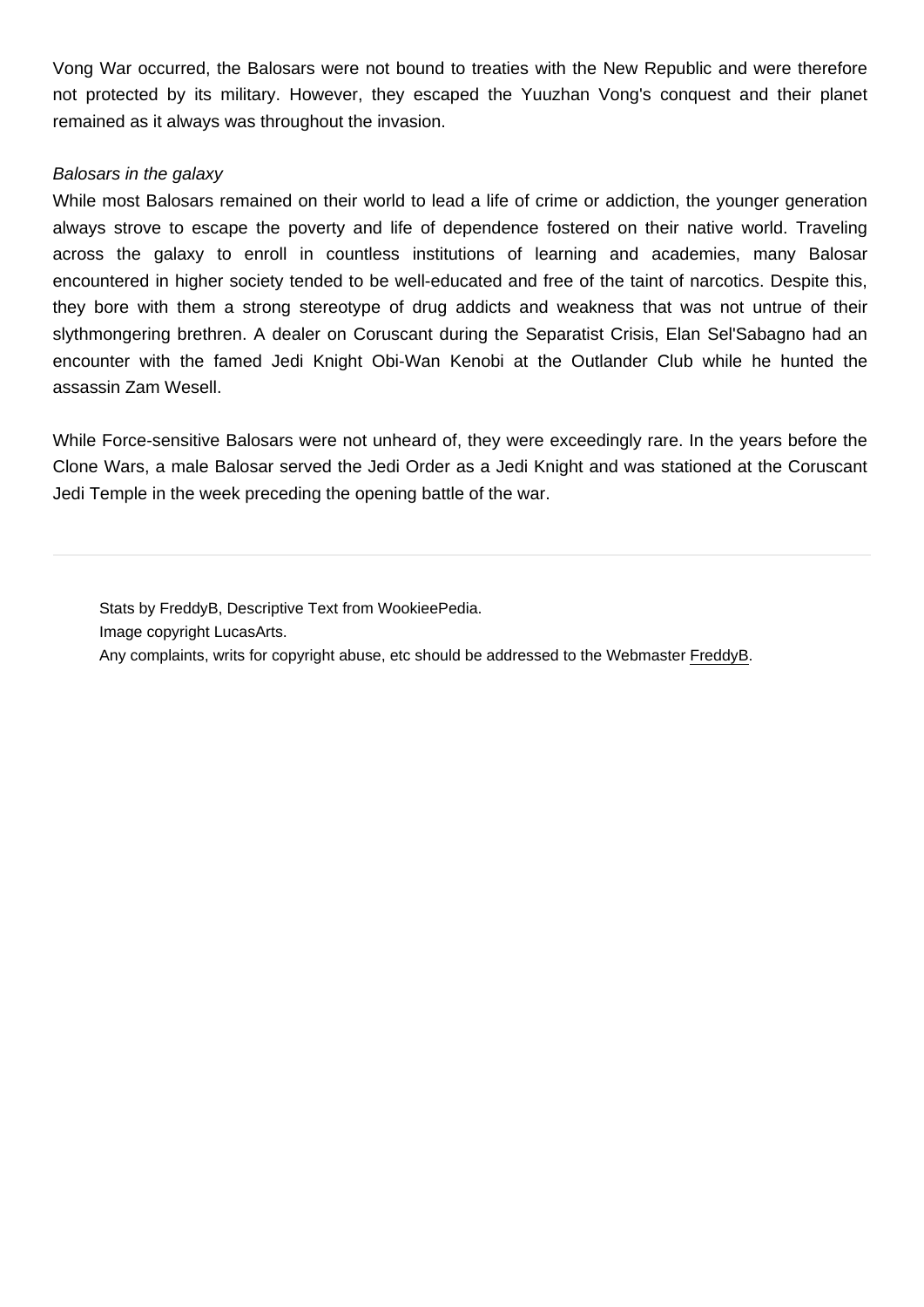Vong War occurred, the Balosars were not bound to treaties with the New Republic and were therefore not protected by its military. However, they escaped the Yuuzhan Vong's conquest and their planet remained as it always was throughout the invasion.

*Balosars in the galaxy*

While most Balosars remained on their world to lead a life of crime or addiction, the younger generation always strove to escape the poverty and life of dependence fostered on their native world. Traveling across the galaxy to enroll in countless institutions of learning and academies, many Balosar encountered in higher society tended to be well-educated and free of the taint of narcotics. Despite this, they bore with them a strong stereotype of drug addicts and weakness that was not untrue of their slythmongering brethren. A dealer on Coruscant during the Separatist Crisis, Elan Sel'Sabagno had an encounter with the famed Jedi Knight Obi-Wan Kenobi at the Outlander Club while he hunted the assassin Zam Wesell.

While Force-sensitive Balosars were not unheard of, they were exceedingly rare. In the years before the Clone Wars, a male Balosar served the Jedi Order as a Jedi Knight and was stationed at the Coruscant Jedi Temple in the week preceding the opening battle of the war.

---

Stats by FreddyB, Descriptive Text from WookieePedia.
Image copyright LucasArts.
Any complaints, writs for copyright abuse, etc should be addressed to the Webmaster FreddyB.